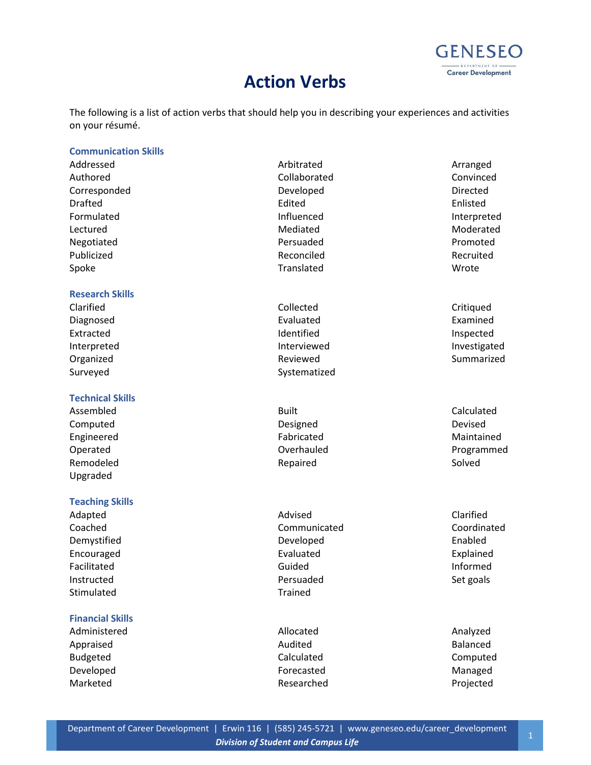# Action Verbs

The following is a list of action verbs that should help you in describing your experiences and activities on your résumé.

### Communication Skills

| | | |
|---|---|---|
| Addressed | Arbitrated | Arranged |
| Authored | Collaborated | Convinced |
| Corresponded | Developed | Directed |
| Drafted | Edited | Enlisted |
| Formulated | Influenced | Interpreted |
| Lectured | Mediated | Moderated |
| Negotiated | Persuaded | Promoted |
| Publicized | Reconciled | Recruited |
| Spoke | Translated | Wrote |

### Research Skills

| | | |
|---|---|---|
| Clarified | Collected | Critiqued |
| Diagnosed | Evaluated | Examined |
| Extracted | Identified | Inspected |
| Interpreted | Interviewed | Investigated |
| Organized | Reviewed | Summarized |
| Surveyed | Systematized | |

### Technical Skills

| | | |
|---|---|---|
| Assembled | Built | Calculated |
| Computed | Designed | Devised |
| Engineered | Fabricated | Maintained |
| Operated | Overhauled | Programmed |
| Remodeled | Repaired | Solved |
| Upgraded | | |

### Teaching Skills

| | | |
|---|---|---|
| Adapted | Advised | Clarified |
| Coached | Communicated | Coordinated |
| Demystified | Developed | Enabled |
| Encouraged | Evaluated | Explained |
| Facilitated | Guided | Informed |
| Instructed | Persuaded | Set goals |
| Stimulated | Trained | |

### Financial Skills

| | | |
|---|---|---|
| Administered | Allocated | Analyzed |
| Appraised | Audited | Balanced |
| Budgeted | Calculated | Computed |
| Developed | Forecasted | Managed |
| Marketed | Researched | Projected |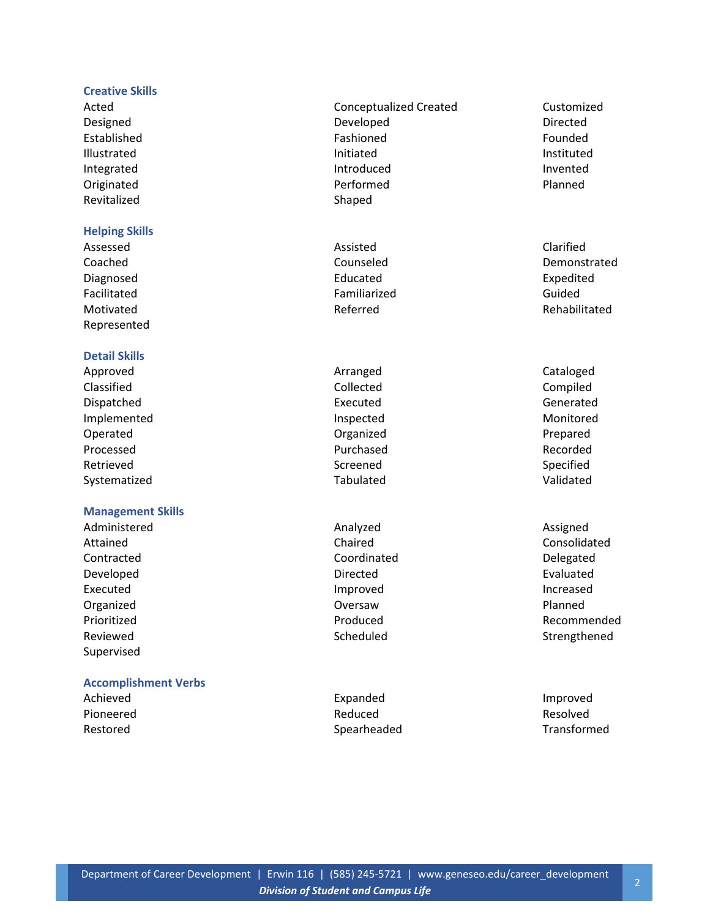### Creative Skills

| | | |
|---|---|---|
| Acted | Conceptualized Created | Customized |
| Designed | Developed | Directed |
| Established | Fashioned | Founded |
| Illustrated | Initiated | Instituted |
| Integrated | Introduced | Invented |
| Originated | Performed | Planned |
| Revitalized | Shaped | |

### Helping Skills

| | | |
|---|---|---|
| Assessed | Assisted | Clarified |
| Coached | Counseled | Demonstrated |
| Diagnosed | Educated | Expedited |
| Facilitated | Familiarized | Guided |
| Motivated | Referred | Rehabilitated |
| Represented | | |

### Detail Skills

| | | |
|---|---|---|
| Approved | Arranged | Cataloged |
| Classified | Collected | Compiled |
| Dispatched | Executed | Generated |
| Implemented | Inspected | Monitored |
| Operated | Organized | Prepared |
| Processed | Purchased | Recorded |
| Retrieved | Screened | Specified |
| Systematized | Tabulated | Validated |

### Management Skills

| | | |
|---|---|---|
| Administered | Analyzed | Assigned |
| Attained | Chaired | Consolidated |
| Contracted | Coordinated | Delegated |
| Developed | Directed | Evaluated |
| Executed | Improved | Increased |
| Organized | Oversaw | Planned |
| Prioritized | Produced | Recommended |
| Reviewed | Scheduled | Strengthened |
| Supervised | | |

### Accomplishment Verbs

| | | |
|---|---|---|
| Achieved | Expanded | Improved |
| Pioneered | Reduced | Resolved |
| Restored | Spearheaded | Transformed |